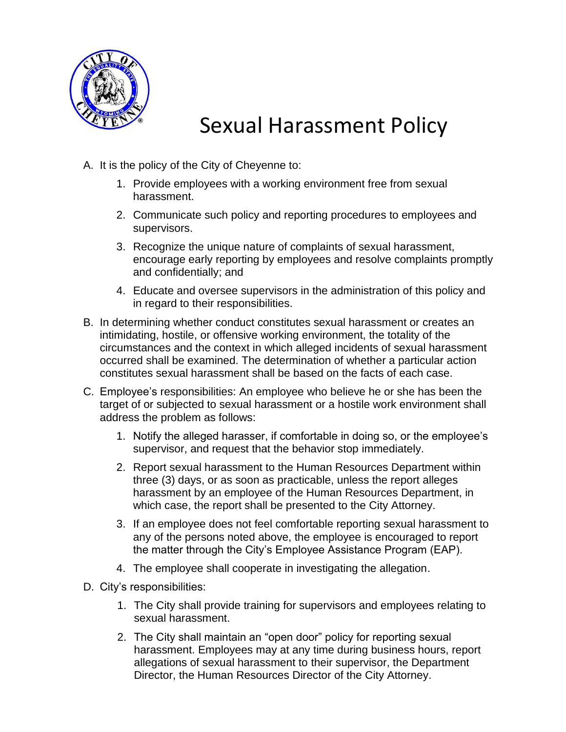# Sexual Harassment Policy

A. It is the policy of the City of Cheyenne to:

1. Provide employees with a working environment free from sexual harassment.
2. Communicate such policy and reporting procedures to employees and supervisors.
3. Recognize the unique nature of complaints of sexual harassment, encourage early reporting by employees and resolve complaints promptly and confidentially; and
4. Educate and oversee supervisors in the administration of this policy and in regard to their responsibilities.

B. In determining whether conduct constitutes sexual harassment or creates an intimidating, hostile, or offensive working environment, the totality of the circumstances and the context in which alleged incidents of sexual harassment occurred shall be examined. The determination of whether a particular action constitutes sexual harassment shall be based on the facts of each case.

C. Employee's responsibilities: An employee who believe he or she has been the target of or subjected to sexual harassment or a hostile work environment shall address the problem as follows:

1. Notify the alleged harasser, if comfortable in doing so, or the employee's supervisor, and request that the behavior stop immediately.
2. Report sexual harassment to the Human Resources Department within three (3) days, or as soon as practicable, unless the report alleges harassment by an employee of the Human Resources Department, in which case, the report shall be presented to the City Attorney.
3. If an employee does not feel comfortable reporting sexual harassment to any of the persons noted above, the employee is encouraged to report the matter through the City's Employee Assistance Program (EAP).
4. The employee shall cooperate in investigating the allegation.

D. City's responsibilities:

1. The City shall provide training for supervisors and employees relating to sexual harassment.
2. The City shall maintain an "open door" policy for reporting sexual harassment. Employees may at any time during business hours, report allegations of sexual harassment to their supervisor, the Department Director, the Human Resources Director of the City Attorney.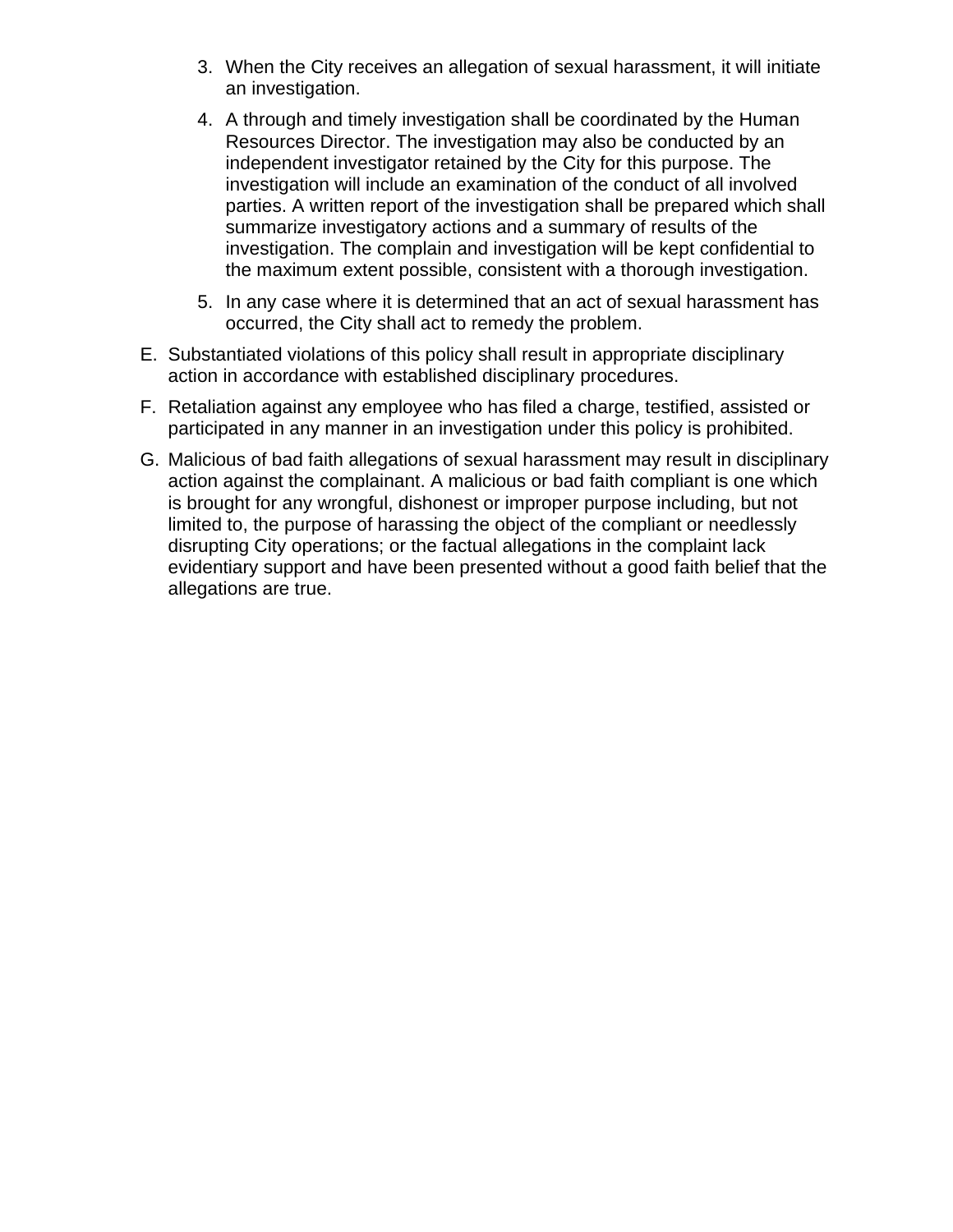3. When the City receives an allegation of sexual harassment, it will initiate an investigation.

4. A through and timely investigation shall be coordinated by the Human Resources Director. The investigation may also be conducted by an independent investigator retained by the City for this purpose. The investigation will include an examination of the conduct of all involved parties. A written report of the investigation shall be prepared which shall summarize investigatory actions and a summary of results of the investigation. The complain and investigation will be kept confidential to the maximum extent possible, consistent with a thorough investigation.

5. In any case where it is determined that an act of sexual harassment has occurred, the City shall act to remedy the problem.

E. Substantiated violations of this policy shall result in appropriate disciplinary action in accordance with established disciplinary procedures.

F. Retaliation against any employee who has filed a charge, testified, assisted or participated in any manner in an investigation under this policy is prohibited.

G. Malicious of bad faith allegations of sexual harassment may result in disciplinary action against the complainant. A malicious or bad faith compliant is one which is brought for any wrongful, dishonest or improper purpose including, but not limited to, the purpose of harassing the object of the compliant or needlessly disrupting City operations; or the factual allegations in the complaint lack evidentiary support and have been presented without a good faith belief that the allegations are true.